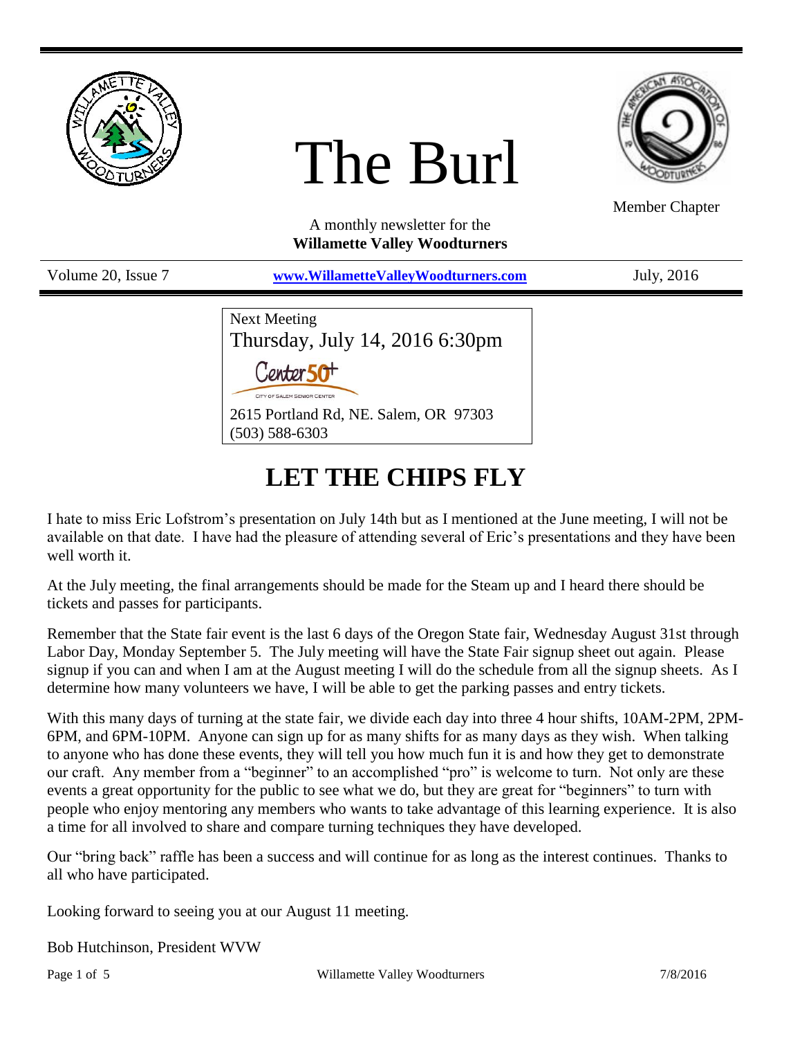# The Burl

Member Chapter

A monthly newsletter for the
**Willamette Valley Woodturners**

Volume 20, Issue 7 | **www.WillametteValleyWoodturners.com** | July, 2016

Next Meeting
Thursday, July 14, 2016 6:30pm
Center 50+
City of Salem Senior Center
2615 Portland Rd, NE. Salem, OR 97303
(503) 588-6303

## LET THE CHIPS FLY

I hate to miss Eric Lofstrom's presentation on July 14th but as I mentioned at the June meeting, I will not be available on that date. I have had the pleasure of attending several of Eric's presentations and they have been well worth it.

At the July meeting, the final arrangements should be made for the Steam up and I heard there should be tickets and passes for participants.

Remember that the State fair event is the last 6 days of the Oregon State fair, Wednesday August 31st through Labor Day, Monday September 5. The July meeting will have the State Fair signup sheet out again. Please signup if you can and when I am at the August meeting I will do the schedule from all the signup sheets. As I determine how many volunteers we have, I will be able to get the parking passes and entry tickets.

With this many days of turning at the state fair, we divide each day into three 4 hour shifts, 10AM-2PM, 2PM-6PM, and 6PM-10PM. Anyone can sign up for as many shifts for as many days as they wish. When talking to anyone who has done these events, they will tell you how much fun it is and how they get to demonstrate our craft. Any member from a "beginner" to an accomplished "pro" is welcome to turn. Not only are these events a great opportunity for the public to see what we do, but they are great for "beginners" to turn with people who enjoy mentoring any members who wants to take advantage of this learning experience. It is also a time for all involved to share and compare turning techniques they have developed.

Our "bring back" raffle has been a success and will continue for as long as the interest continues. Thanks to all who have participated.

Looking forward to seeing you at our August 11 meeting.

Bob Hutchinson, President WVW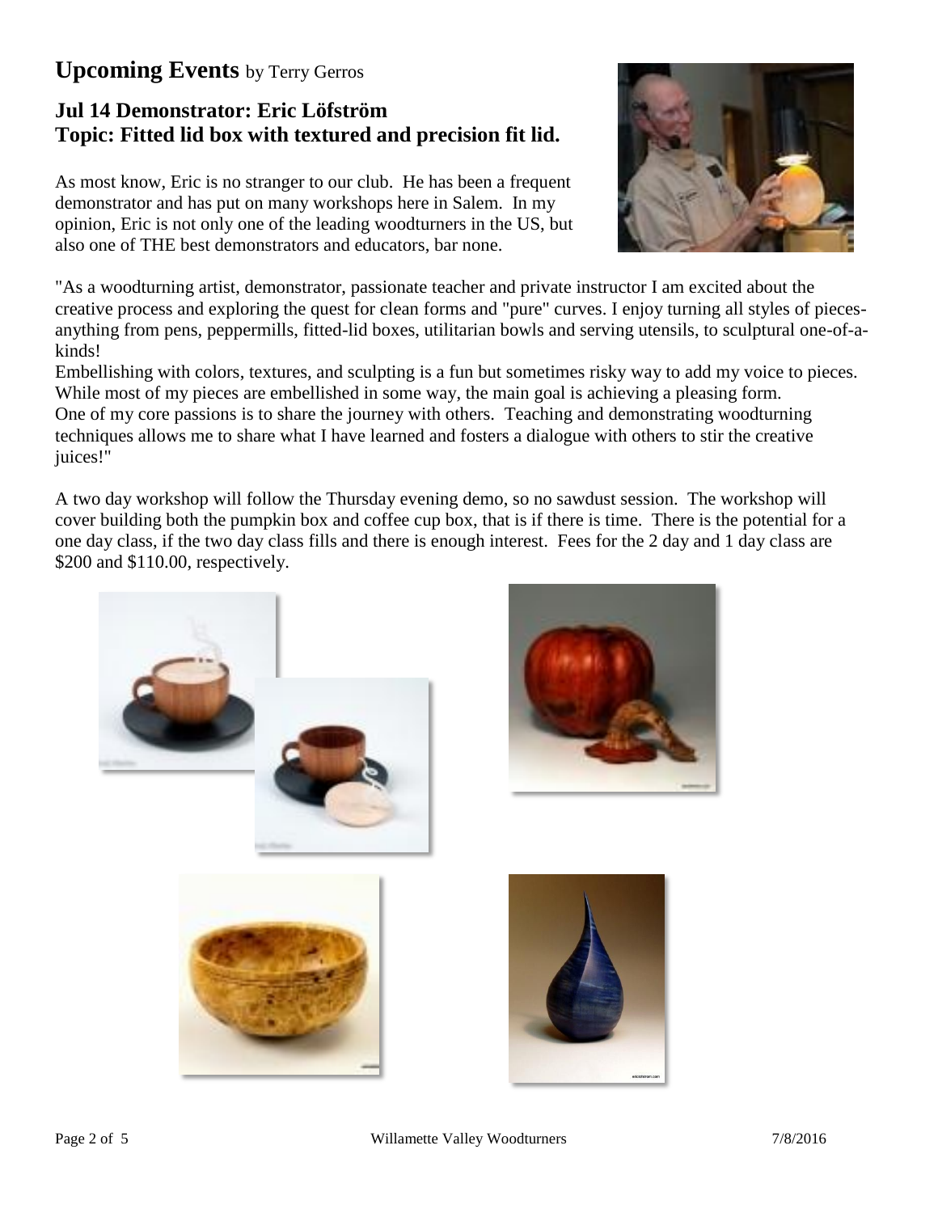## Upcoming Events by Terry Gerros

### Jul 14 Demonstrator: Eric Löfström
### Topic: Fitted lid box with textured and precision fit lid.

As most know, Eric is no stranger to our club. He has been a frequent demonstrator and has put on many workshops here in Salem. In my opinion, Eric is not only one of the leading woodturners in the US, but also one of THE best demonstrators and educators, bar none.

"As a woodturning artist, demonstrator, passionate teacher and private instructor I am excited about the creative process and exploring the quest for clean forms and "pure" curves. I enjoy turning all styles of pieces- anything from pens, peppermills, fitted-lid boxes, utilitarian bowls and serving utensils, to sculptural one-of-a-kinds!

Embellishing with colors, textures, and sculpting is a fun but sometimes risky way to add my voice to pieces. While most of my pieces are embellished in some way, the main goal is achieving a pleasing form.

One of my core passions is to share the journey with others. Teaching and demonstrating woodturning techniques allows me to share what I have learned and fosters a dialogue with others to stir the creative juices!"

A two day workshop will follow the Thursday evening demo, so no sawdust session. The workshop will cover building both the pumpkin box and coffee cup box, that is if there is time. There is the potential for a one day class, if the two day class fills and there is enough interest. Fees for the 2 day and 1 day class are $200 and $110.00, respectively.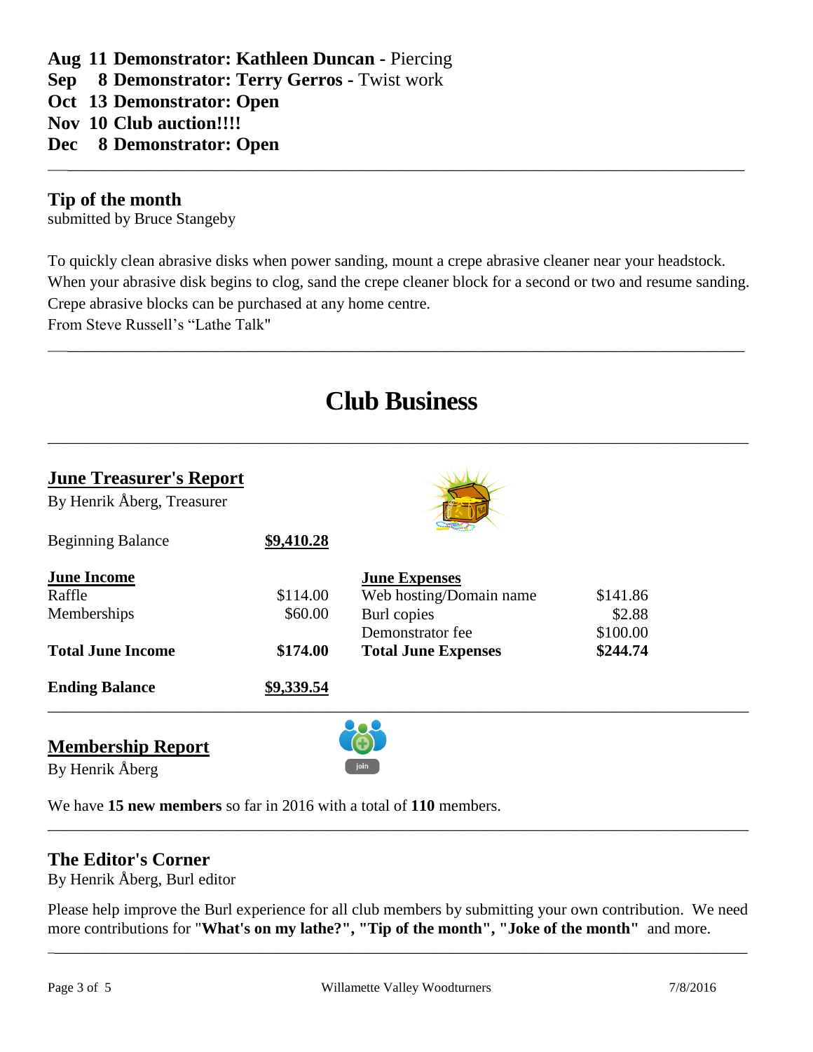**Aug 11 Demonstrator: Kathleen Duncan -** Piercing
**Sep 8 Demonstrator: Terry Gerros -** Twist work
**Oct 13 Demonstrator: Open**
**Nov 10 Club auction!!!!**
**Dec 8 Demonstrator: Open**

---

## Tip of the month

submitted by Bruce Stangeby

To quickly clean abrasive disks when power sanding, mount a crepe abrasive cleaner near your headstock. When your abrasive disk begins to clog, sand the crepe cleaner block for a second or two and resume sanding. Crepe abrasive blocks can be purchased at any home centre.
From Steve Russell's "Lathe Talk"

---

# Club Business

---

## June Treasurer's Report

By Henrik Åberg, Treasurer

| | | | |
|---|---|---|---|
| Beginning Balance | **$9,410.28** | | |
| **June Income** | | **June Expenses** | |
| Raffle | $114.00 | Web hosting/Domain name | $141.86 |
| Memberships | $60.00 | Burl copies | $2.88 |
| | | Demonstrator fee | $100.00 |
| **Total June Income** | **$174.00** | **Total June Expenses** | **$244.74** |
| **Ending Balance** | **$9,339.54** | | |

---

## Membership Report

By Henrik Åberg

We have **15 new members** so far in 2016 with a total of **110** members.

---

## The Editor's Corner

By Henrik Åberg, Burl editor

Please help improve the Burl experience for all club members by submitting your own contribution. We need more contributions for "**What's on my lathe?", "Tip of the month", "Joke of the month"** and more.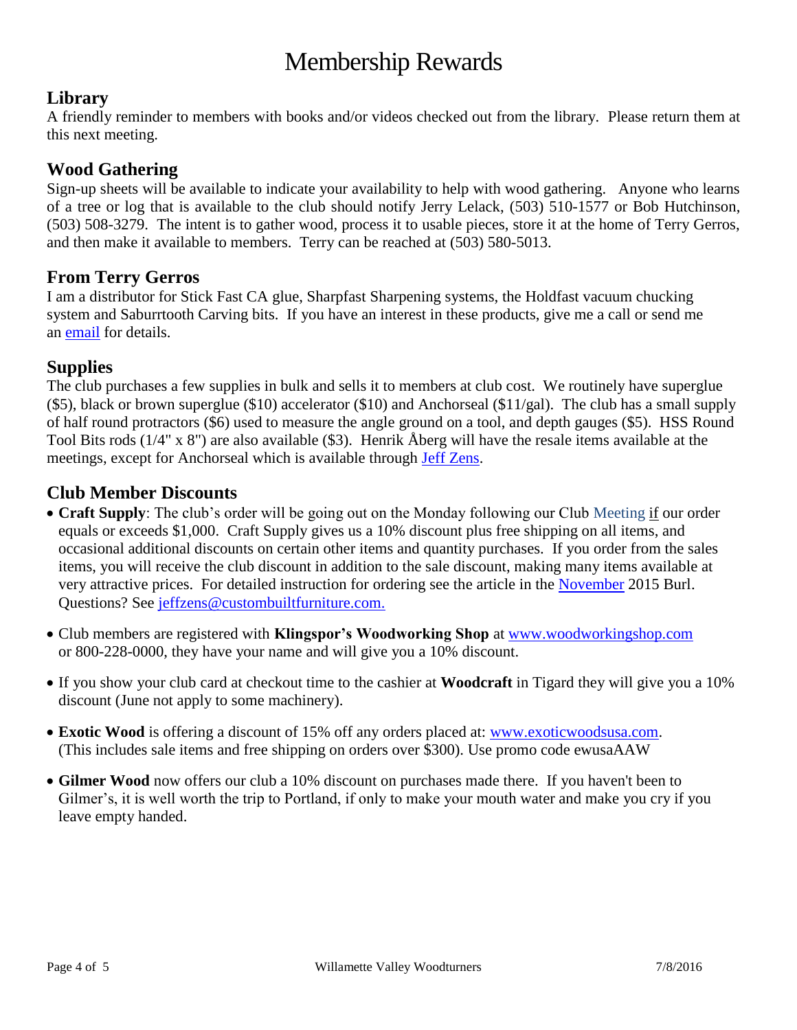# Membership Rewards

## Library

A friendly reminder to members with books and/or videos checked out from the library. Please return them at this next meeting.

## Wood Gathering

Sign-up sheets will be available to indicate your availability to help with wood gathering. Anyone who learns of a tree or log that is available to the club should notify Jerry Lelack, (503) 510-1577 or Bob Hutchinson, (503) 508-3279. The intent is to gather wood, process it to usable pieces, store it at the home of Terry Gerros, and then make it available to members. Terry can be reached at (503) 580-5013.

## From Terry Gerros

I am a distributor for Stick Fast CA glue, Sharpfast Sharpening systems, the Holdfast vacuum chucking system and Saburrtooth Carving bits. If you have an interest in these products, give me a call or send me an email for details.

## Supplies

The club purchases a few supplies in bulk and sells it to members at club cost. We routinely have superglue ($5), black or brown superglue ($10) accelerator ($10) and Anchorseal ($11/gal). The club has a small supply of half round protractors ($6) used to measure the angle ground on a tool, and depth gauges ($5). HSS Round Tool Bits rods (1/4" x 8") are also available ($3). Henrik Åberg will have the resale items available at the meetings, except for Anchorseal which is available through Jeff Zens.

## Club Member Discounts

- **Craft Supply**: The club's order will be going out on the Monday following our Club Meeting if our order equals or exceeds $1,000. Craft Supply gives us a 10% discount plus free shipping on all items, and occasional additional discounts on certain other items and quantity purchases. If you order from the sales items, you will receive the club discount in addition to the sale discount, making many items available at very attractive prices. For detailed instruction for ordering see the article in the November 2015 Burl. Questions? See jeffzens@custombuiltfurniture.com.
- Club members are registered with **Klingspor's Woodworking Shop** at www.woodworkingshop.com or 800-228-0000, they have your name and will give you a 10% discount.
- If you show your club card at checkout time to the cashier at **Woodcraft** in Tigard they will give you a 10% discount (June not apply to some machinery).
- **Exotic Wood** is offering a discount of 15% off any orders placed at: www.exoticwoodsusa.com. (This includes sale items and free shipping on orders over $300). Use promo code ewusaAAW
- **Gilmer Wood** now offers our club a 10% discount on purchases made there. If you haven't been to Gilmer's, it is well worth the trip to Portland, if only to make your mouth water and make you cry if you leave empty handed.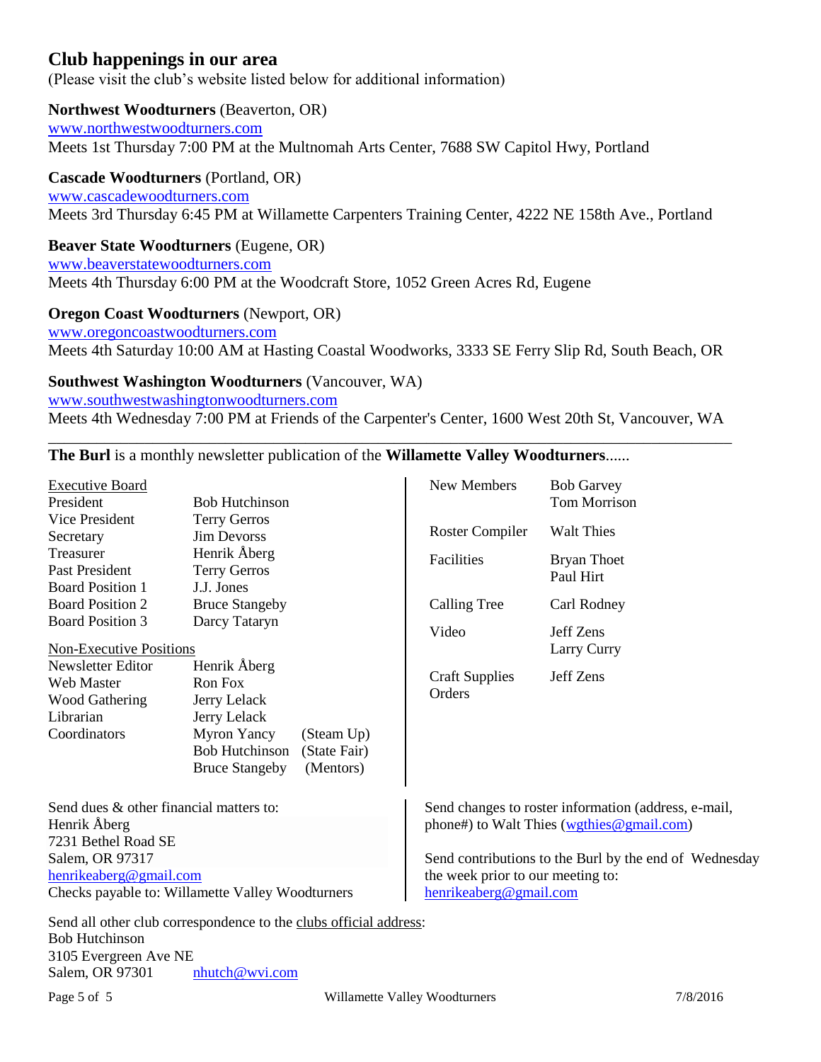## Club happenings in our area

(Please visit the club's website listed below for additional information)

**Northwest Woodturners** (Beaverton, OR)
www.northwestwoodturners.com
Meets 1st Thursday 7:00 PM at the Multnomah Arts Center, 7688 SW Capitol Hwy, Portland

**Cascade Woodturners** (Portland, OR)
www.cascadewoodturners.com
Meets 3rd Thursday 6:45 PM at Willamette Carpenters Training Center, 4222 NE 158th Ave., Portland

**Beaver State Woodturners** (Eugene, OR)
www.beaverstatewoodturners.com
Meets 4th Thursday 6:00 PM at the Woodcraft Store, 1052 Green Acres Rd, Eugene

**Oregon Coast Woodturners** (Newport, OR)
www.oregoncoastwoodturners.com
Meets 4th Saturday 10:00 AM at Hasting Coastal Woodworks, 3333 SE Ferry Slip Rd, South Beach, OR

**Southwest Washington Woodturners** (Vancouver, WA)
www.southwestwashingtonwoodturners.com
Meets 4th Wednesday 7:00 PM at Friends of the Carpenter's Center, 1600 West 20th St, Vancouver, WA

---

**The Burl** is a monthly newsletter publication of the **Willamette Valley Woodturners**......

| Executive Board | | |
|---|---|---|
| President | Bob Hutchinson | |
| Vice President | Terry Gerros | |
| Secretary | Jim Devorss | |
| Treasurer | Henrik Åberg | |
| Past President | Terry Gerros | |
| Board Position 1 | J.J. Jones | |
| Board Position 2 | Bruce Stangeby | |
| Board Position 3 | Darcy Tataryn | |
| **Non-Executive Positions** | | |
| Newsletter Editor | Henrik Åberg | |
| Web Master | Ron Fox | |
| Wood Gathering | Jerry Lelack | |
| Librarian | Jerry Lelack | |
| Coordinators | Myron Yancy | (Steam Up) |
| | Bob Hutchinson | (State Fair) |
| | Bruce Stangeby | (Mentors) |

| | |
|---|---|
| New Members | Bob Garvey<br>Tom Morrison |
| Roster Compiler | Walt Thies |
| Facilities | Bryan Thoet<br>Paul Hirt |
| Calling Tree | Carl Rodney |
| Video | Jeff Zens<br>Larry Curry |
| Craft Supplies Orders | Jeff Zens |

Send dues & other financial matters to:
Henrik Åberg
7231 Bethel Road SE
Salem, OR 97317
henrikeaberg@gmail.com
Checks payable to: Willamette Valley Woodturners

Send changes to roster information (address, e-mail, phone#) to Walt Thies (wgthies@gmail.com)

Send contributions to the Burl by the end of Wednesday the week prior to our meeting to:
henrikeaberg@gmail.com

Send all other club correspondence to the clubs official address:
Bob Hutchinson
3105 Evergreen Ave NE
Salem, OR 97301 nhutch@wvi.com